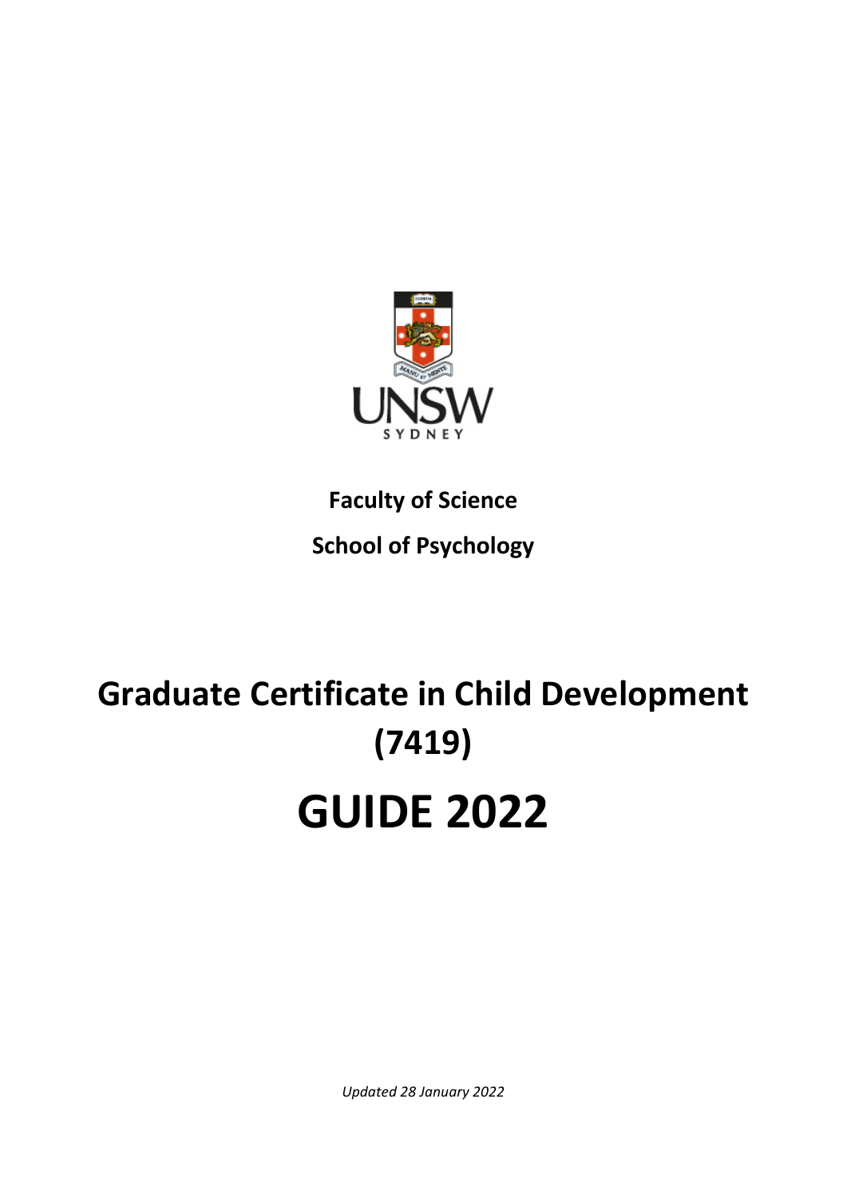**Faculty of Science**

**School of Psychology**

# Graduate Certificate in Child Development (7419)

# GUIDE 2022

*Updated 28 January 2022*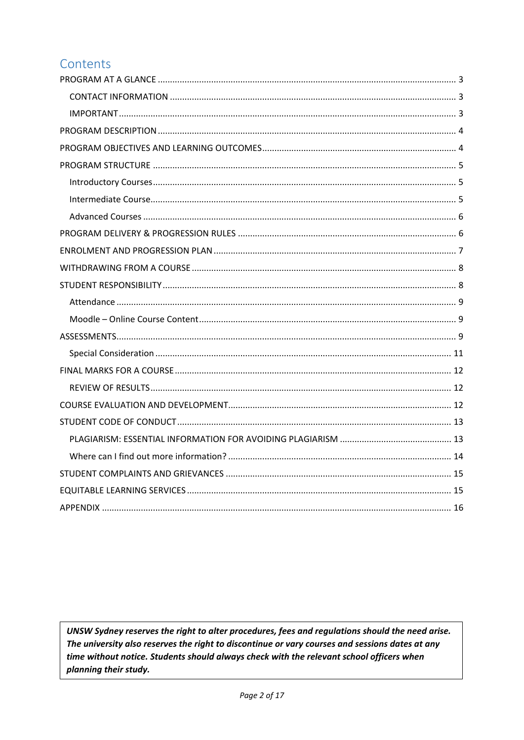# Contents

- PROGRAM AT A GLANCE ..... 3
  - CONTACT INFORMATION ..... 3
  - IMPORTANT ..... 3
- PROGRAM DESCRIPTION ..... 4
- PROGRAM OBJECTIVES AND LEARNING OUTCOMES ..... 4
- PROGRAM STRUCTURE ..... 5
  - Introductory Courses ..... 5
  - Intermediate Course ..... 5
  - Advanced Courses ..... 6
- PROGRAM DELIVERY & PROGRESSION RULES ..... 6
- ENROLMENT AND PROGRESSION PLAN ..... 7
- WITHDRAWING FROM A COURSE ..... 8
- STUDENT RESPONSIBILITY ..... 8
  - Attendance ..... 9
  - Moodle – Online Course Content ..... 9
- ASSESSMENTS ..... 9
  - Special Consideration ..... 11
- FINAL MARKS FOR A COURSE ..... 12
  - REVIEW OF RESULTS ..... 12
- COURSE EVALUATION AND DEVELOPMENT ..... 12
- STUDENT CODE OF CONDUCT ..... 13
  - PLAGIARISM: ESSENTIAL INFORMATION FOR AVOIDING PLAGIARISM ..... 13
  - Where can I find out more information? ..... 14
- STUDENT COMPLAINTS AND GRIEVANCES ..... 15
- EQUITABLE LEARNING SERVICES ..... 15
- APPENDIX ..... 16

***UNSW Sydney reserves the right to alter procedures, fees and regulations should the need arise. The university also reserves the right to discontinue or vary courses and sessions dates at any time without notice. Students should always check with the relevant school officers when planning their study.***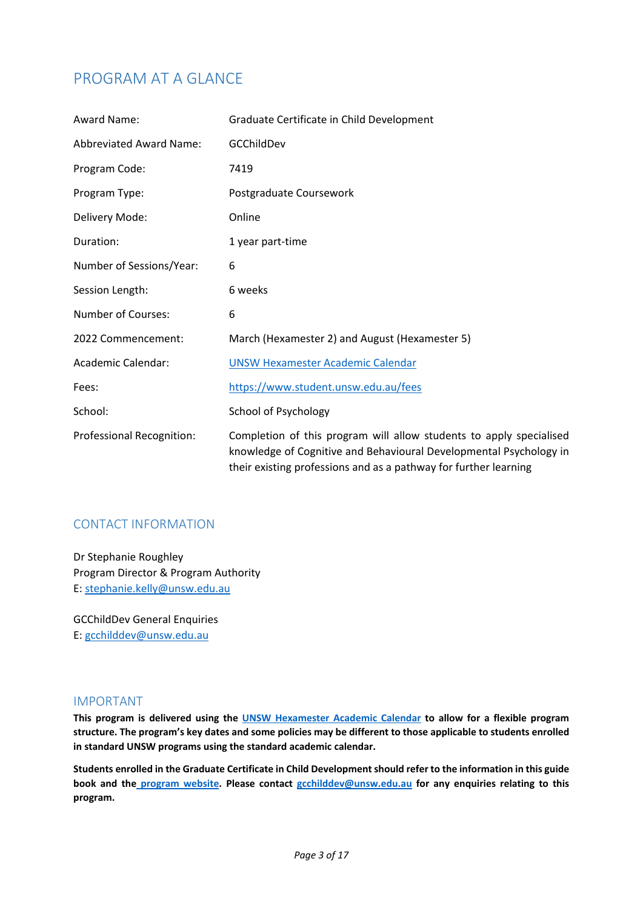## PROGRAM AT A GLANCE

| | |
|---|---|
| Award Name: | Graduate Certificate in Child Development |
| Abbreviated Award Name: | GCChildDev |
| Program Code: | 7419 |
| Program Type: | Postgraduate Coursework |
| Delivery Mode: | Online |
| Duration: | 1 year part-time |
| Number of Sessions/Year: | 6 |
| Session Length: | 6 weeks |
| Number of Courses: | 6 |
| 2022 Commencement: | March (Hexamester 2) and August (Hexamester 5) |
| Academic Calendar: | UNSW Hexamester Academic Calendar |
| Fees: | https://www.student.unsw.edu.au/fees |
| School: | School of Psychology |
| Professional Recognition: | Completion of this program will allow students to apply specialised knowledge of Cognitive and Behavioural Developmental Psychology in their existing professions and as a pathway for further learning |

## CONTACT INFORMATION

Dr Stephanie Roughley
Program Director & Program Authority
E: stephanie.kelly@unsw.edu.au

GCChildDev General Enquiries
E: gcchilddev@unsw.edu.au

## IMPORTANT

**This program is delivered using the UNSW Hexamester Academic Calendar to allow for a flexible program structure. The program's key dates and some policies may be different to those applicable to students enrolled in standard UNSW programs using the standard academic calendar.**

**Students enrolled in the Graduate Certificate in Child Development should refer to the information in this guide book and the program website. Please contact gcchilddev@unsw.edu.au for any enquiries relating to this program.**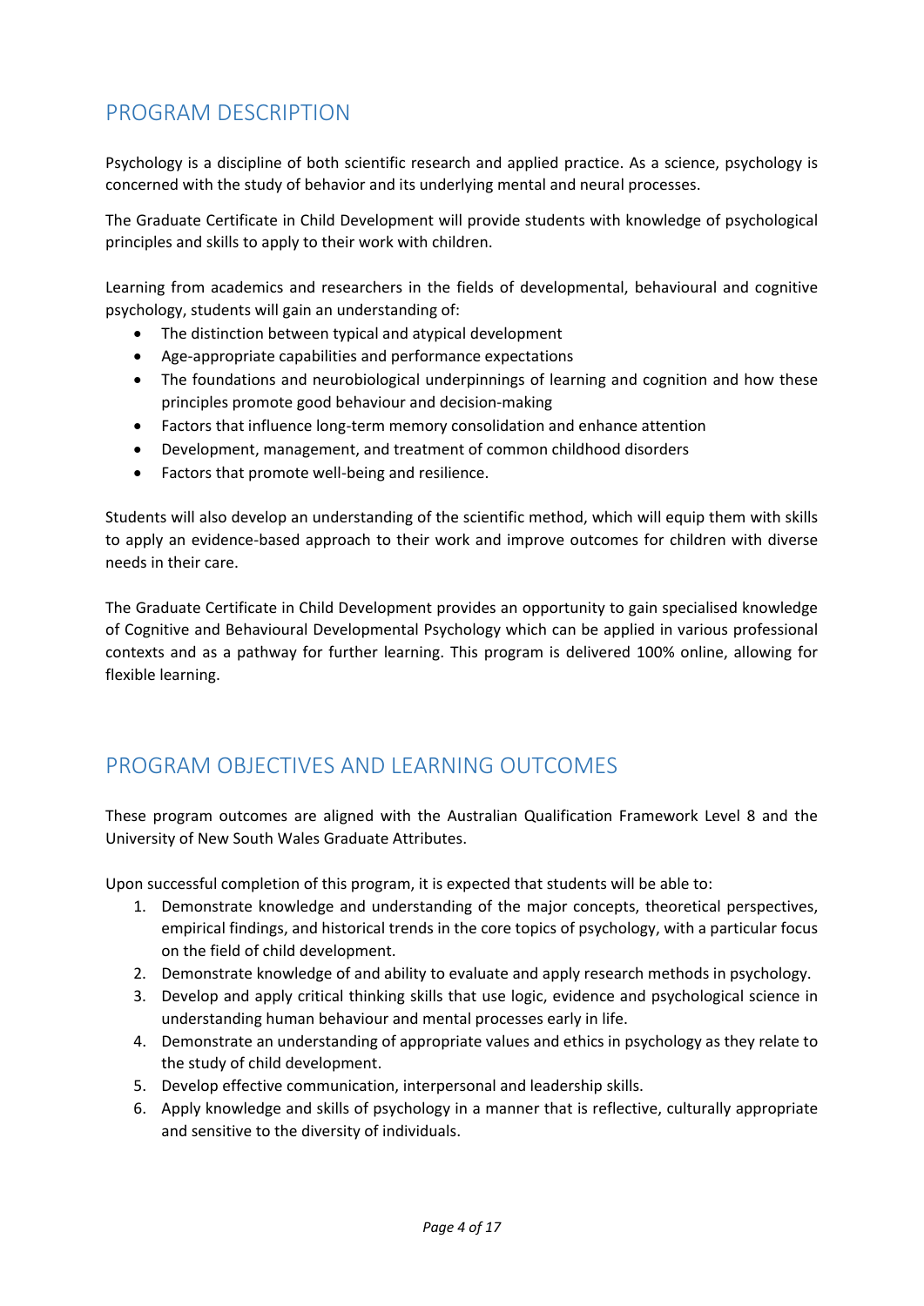## PROGRAM DESCRIPTION

Psychology is a discipline of both scientific research and applied practice. As a science, psychology is concerned with the study of behavior and its underlying mental and neural processes.

The Graduate Certificate in Child Development will provide students with knowledge of psychological principles and skills to apply to their work with children.

Learning from academics and researchers in the fields of developmental, behavioural and cognitive psychology, students will gain an understanding of:

- The distinction between typical and atypical development
- Age-appropriate capabilities and performance expectations
- The foundations and neurobiological underpinnings of learning and cognition and how these principles promote good behaviour and decision-making
- Factors that influence long-term memory consolidation and enhance attention
- Development, management, and treatment of common childhood disorders
- Factors that promote well-being and resilience.

Students will also develop an understanding of the scientific method, which will equip them with skills to apply an evidence-based approach to their work and improve outcomes for children with diverse needs in their care.

The Graduate Certificate in Child Development provides an opportunity to gain specialised knowledge of Cognitive and Behavioural Developmental Psychology which can be applied in various professional contexts and as a pathway for further learning. This program is delivered 100% online, allowing for flexible learning.

## PROGRAM OBJECTIVES AND LEARNING OUTCOMES

These program outcomes are aligned with the Australian Qualification Framework Level 8 and the University of New South Wales Graduate Attributes.

Upon successful completion of this program, it is expected that students will be able to:

1. Demonstrate knowledge and understanding of the major concepts, theoretical perspectives, empirical findings, and historical trends in the core topics of psychology, with a particular focus on the field of child development.
2. Demonstrate knowledge of and ability to evaluate and apply research methods in psychology.
3. Develop and apply critical thinking skills that use logic, evidence and psychological science in understanding human behaviour and mental processes early in life.
4. Demonstrate an understanding of appropriate values and ethics in psychology as they relate to the study of child development.
5. Develop effective communication, interpersonal and leadership skills.
6. Apply knowledge and skills of psychology in a manner that is reflective, culturally appropriate and sensitive to the diversity of individuals.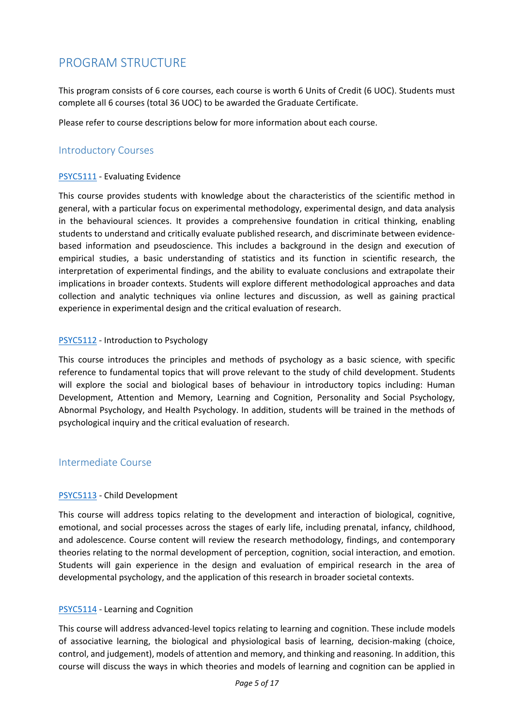# PROGRAM STRUCTURE

This program consists of 6 core courses, each course is worth 6 Units of Credit (6 UOC). Students must complete all 6 courses (total 36 UOC) to be awarded the Graduate Certificate.

Please refer to course descriptions below for more information about each course.

## Introductory Courses

PSYC5111 - Evaluating Evidence

This course provides students with knowledge about the characteristics of the scientific method in general, with a particular focus on experimental methodology, experimental design, and data analysis in the behavioural sciences. It provides a comprehensive foundation in critical thinking, enabling students to understand and critically evaluate published research, and discriminate between evidence-based information and pseudoscience. This includes a background in the design and execution of empirical studies, a basic understanding of statistics and its function in scientific research, the interpretation of experimental findings, and the ability to evaluate conclusions and extrapolate their implications in broader contexts. Students will explore different methodological approaches and data collection and analytic techniques via online lectures and discussion, as well as gaining practical experience in experimental design and the critical evaluation of research.

PSYC5112 - Introduction to Psychology

This course introduces the principles and methods of psychology as a basic science, with specific reference to fundamental topics that will prove relevant to the study of child development. Students will explore the social and biological bases of behaviour in introductory topics including: Human Development, Attention and Memory, Learning and Cognition, Personality and Social Psychology, Abnormal Psychology, and Health Psychology. In addition, students will be trained in the methods of psychological inquiry and the critical evaluation of research.

## Intermediate Course

PSYC5113 - Child Development

This course will address topics relating to the development and interaction of biological, cognitive, emotional, and social processes across the stages of early life, including prenatal, infancy, childhood, and adolescence. Course content will review the research methodology, findings, and contemporary theories relating to the normal development of perception, cognition, social interaction, and emotion. Students will gain experience in the design and evaluation of empirical research in the area of developmental psychology, and the application of this research in broader societal contexts.

PSYC5114 - Learning and Cognition

This course will address advanced-level topics relating to learning and cognition. These include models of associative learning, the biological and physiological basis of learning, decision-making (choice, control, and judgement), models of attention and memory, and thinking and reasoning. In addition, this course will discuss the ways in which theories and models of learning and cognition can be applied in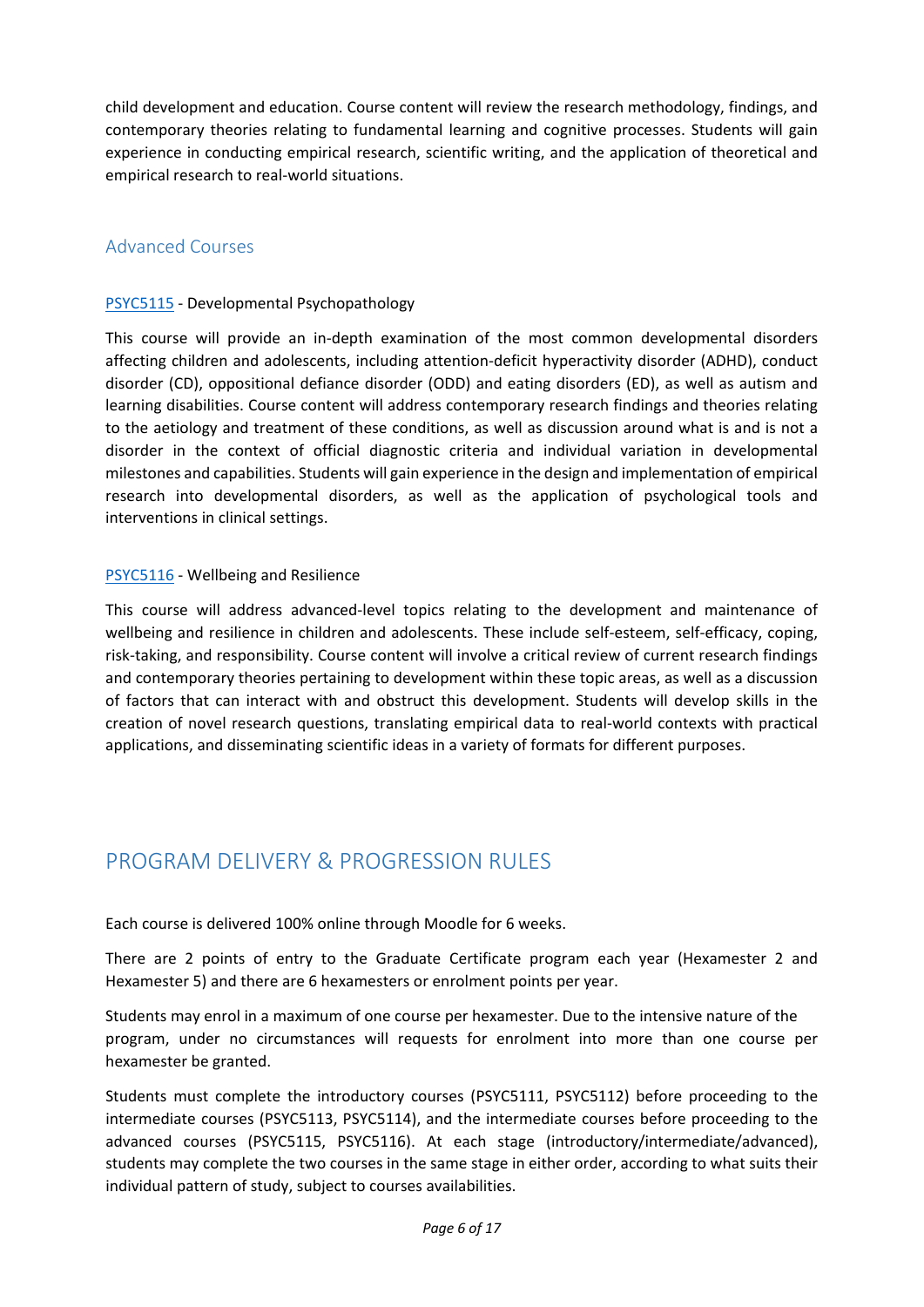child development and education. Course content will review the research methodology, findings, and contemporary theories relating to fundamental learning and cognitive processes. Students will gain experience in conducting empirical research, scientific writing, and the application of theoretical and empirical research to real-world situations.

### Advanced Courses

PSYC5115 - Developmental Psychopathology

This course will provide an in-depth examination of the most common developmental disorders affecting children and adolescents, including attention-deficit hyperactivity disorder (ADHD), conduct disorder (CD), oppositional defiance disorder (ODD) and eating disorders (ED), as well as autism and learning disabilities. Course content will address contemporary research findings and theories relating to the aetiology and treatment of these conditions, as well as discussion around what is and is not a disorder in the context of official diagnostic criteria and individual variation in developmental milestones and capabilities. Students will gain experience in the design and implementation of empirical research into developmental disorders, as well as the application of psychological tools and interventions in clinical settings.

PSYC5116 - Wellbeing and Resilience

This course will address advanced-level topics relating to the development and maintenance of wellbeing and resilience in children and adolescents. These include self-esteem, self-efficacy, coping, risk-taking, and responsibility. Course content will involve a critical review of current research findings and contemporary theories pertaining to development within these topic areas, as well as a discussion of factors that can interact with and obstruct this development. Students will develop skills in the creation of novel research questions, translating empirical data to real-world contexts with practical applications, and disseminating scientific ideas in a variety of formats for different purposes.

## PROGRAM DELIVERY & PROGRESSION RULES

Each course is delivered 100% online through Moodle for 6 weeks.

There are 2 points of entry to the Graduate Certificate program each year (Hexamester 2 and Hexamester 5) and there are 6 hexamesters or enrolment points per year.

Students may enrol in a maximum of one course per hexamester. Due to the intensive nature of the program, under no circumstances will requests for enrolment into more than one course per hexamester be granted.

Students must complete the introductory courses (PSYC5111, PSYC5112) before proceeding to the intermediate courses (PSYC5113, PSYC5114), and the intermediate courses before proceeding to the advanced courses (PSYC5115, PSYC5116). At each stage (introductory/intermediate/advanced), students may complete the two courses in the same stage in either order, according to what suits their individual pattern of study, subject to courses availabilities.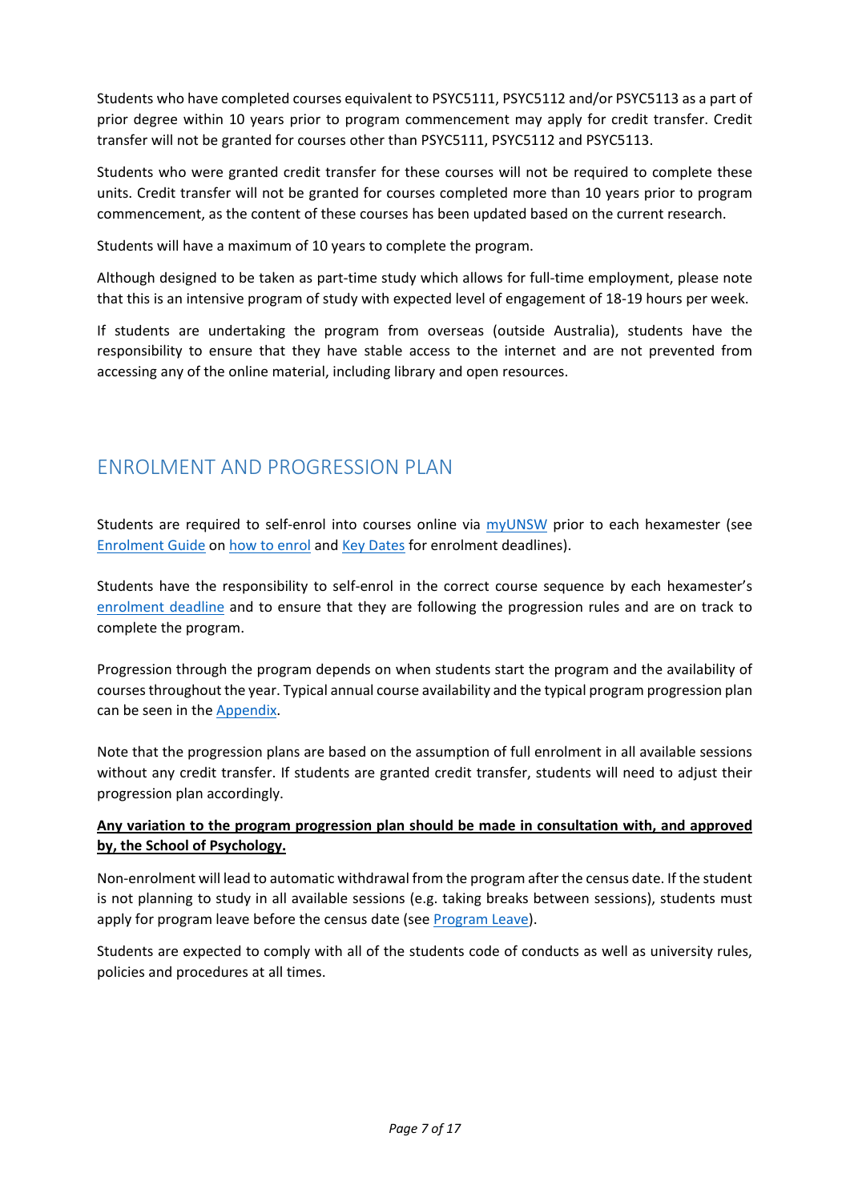Students who have completed courses equivalent to PSYC5111, PSYC5112 and/or PSYC5113 as a part of prior degree within 10 years prior to program commencement may apply for credit transfer. Credit transfer will not be granted for courses other than PSYC5111, PSYC5112 and PSYC5113.

Students who were granted credit transfer for these courses will not be required to complete these units. Credit transfer will not be granted for courses completed more than 10 years prior to program commencement, as the content of these courses has been updated based on the current research.

Students will have a maximum of 10 years to complete the program.

Although designed to be taken as part-time study which allows for full-time employment, please note that this is an intensive program of study with expected level of engagement of 18-19 hours per week.

If students are undertaking the program from overseas (outside Australia), students have the responsibility to ensure that they have stable access to the internet and are not prevented from accessing any of the online material, including library and open resources.

## ENROLMENT AND PROGRESSION PLAN

Students are required to self-enrol into courses online via [myUNSW]() prior to each hexamester (see [Enrolment Guide]() on [how to enrol]() and [Key Dates]() for enrolment deadlines).

Students have the responsibility to self-enrol in the correct course sequence by each hexamester's [enrolment deadline]() and to ensure that they are following the progression rules and are on track to complete the program.

Progression through the program depends on when students start the program and the availability of courses throughout the year. Typical annual course availability and the typical program progression plan can be seen in the [Appendix]().

Note that the progression plans are based on the assumption of full enrolment in all available sessions without any credit transfer. If students are granted credit transfer, students will need to adjust their progression plan accordingly.

**<u>Any variation to the program progression plan should be made in consultation with, and approved by, the School of Psychology.</u>**

Non-enrolment will lead to automatic withdrawal from the program after the census date. If the student is not planning to study in all available sessions (e.g. taking breaks between sessions), students must apply for program leave before the census date (see [Program Leave]()).

Students are expected to comply with all of the students code of conducts as well as university rules, policies and procedures at all times.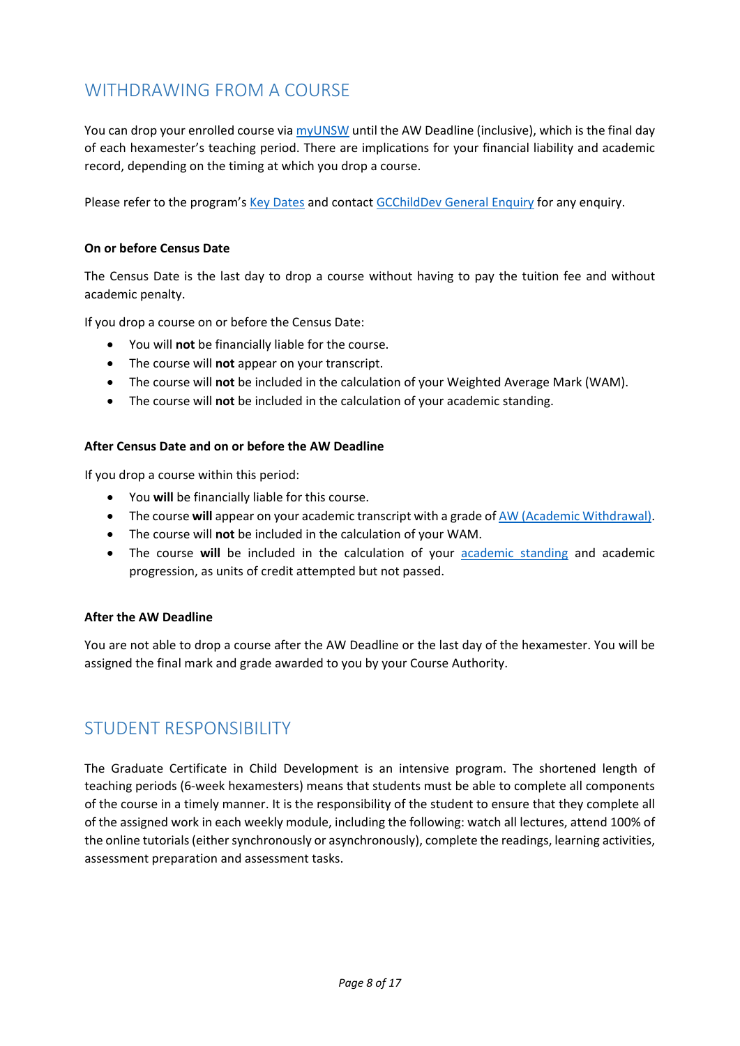## WITHDRAWING FROM A COURSE

You can drop your enrolled course via myUNSW until the AW Deadline (inclusive), which is the final day of each hexamester's teaching period. There are implications for your financial liability and academic record, depending on the timing at which you drop a course.

Please refer to the program's Key Dates and contact GCChildDev General Enquiry for any enquiry.

#### On or before Census Date

The Census Date is the last day to drop a course without having to pay the tuition fee and without academic penalty.

If you drop a course on or before the Census Date:

- You will **not** be financially liable for the course.
- The course will **not** appear on your transcript.
- The course will **not** be included in the calculation of your Weighted Average Mark (WAM).
- The course will **not** be included in the calculation of your academic standing.

#### After Census Date and on or before the AW Deadline

If you drop a course within this period:

- You **will** be financially liable for this course.
- The course **will** appear on your academic transcript with a grade of AW (Academic Withdrawal).
- The course will **not** be included in the calculation of your WAM.
- The course **will** be included in the calculation of your academic standing and academic progression, as units of credit attempted but not passed.

#### After the AW Deadline

You are not able to drop a course after the AW Deadline or the last day of the hexamester. You will be assigned the final mark and grade awarded to you by your Course Authority.

## STUDENT RESPONSIBILITY

The Graduate Certificate in Child Development is an intensive program. The shortened length of teaching periods (6-week hexamesters) means that students must be able to complete all components of the course in a timely manner. It is the responsibility of the student to ensure that they complete all of the assigned work in each weekly module, including the following: watch all lectures, attend 100% of the online tutorials (either synchronously or asynchronously), complete the readings, learning activities, assessment preparation and assessment tasks.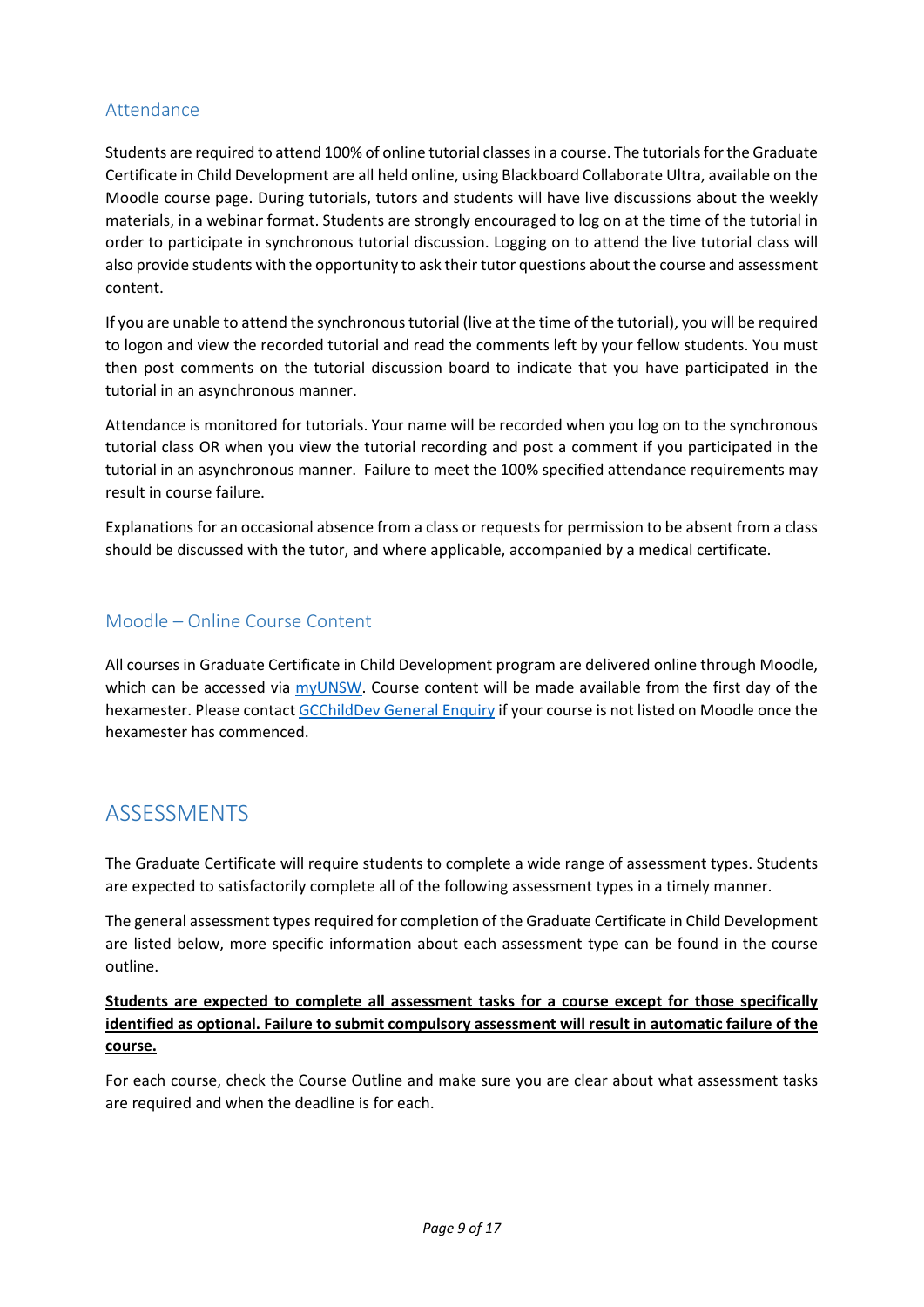## Attendance

Students are required to attend 100% of online tutorial classes in a course. The tutorials for the Graduate Certificate in Child Development are all held online, using Blackboard Collaborate Ultra, available on the Moodle course page. During tutorials, tutors and students will have live discussions about the weekly materials, in a webinar format. Students are strongly encouraged to log on at the time of the tutorial in order to participate in synchronous tutorial discussion. Logging on to attend the live tutorial class will also provide students with the opportunity to ask their tutor questions about the course and assessment content.

If you are unable to attend the synchronous tutorial (live at the time of the tutorial), you will be required to logon and view the recorded tutorial and read the comments left by your fellow students. You must then post comments on the tutorial discussion board to indicate that you have participated in the tutorial in an asynchronous manner.

Attendance is monitored for tutorials. Your name will be recorded when you log on to the synchronous tutorial class OR when you view the tutorial recording and post a comment if you participated in the tutorial in an asynchronous manner. Failure to meet the 100% specified attendance requirements may result in course failure.

Explanations for an occasional absence from a class or requests for permission to be absent from a class should be discussed with the tutor, and where applicable, accompanied by a medical certificate.

## Moodle – Online Course Content

All courses in Graduate Certificate in Child Development program are delivered online through Moodle, which can be accessed via myUNSW. Course content will be made available from the first day of the hexamester. Please contact GCChildDev General Enquiry if your course is not listed on Moodle once the hexamester has commenced.

# ASSESSMENTS

The Graduate Certificate will require students to complete a wide range of assessment types. Students are expected to satisfactorily complete all of the following assessment types in a timely manner.

The general assessment types required for completion of the Graduate Certificate in Child Development are listed below, more specific information about each assessment type can be found in the course outline.

**Students are expected to complete all assessment tasks for a course except for those specifically identified as optional. Failure to submit compulsory assessment will result in automatic failure of the course.**

For each course, check the Course Outline and make sure you are clear about what assessment tasks are required and when the deadline is for each.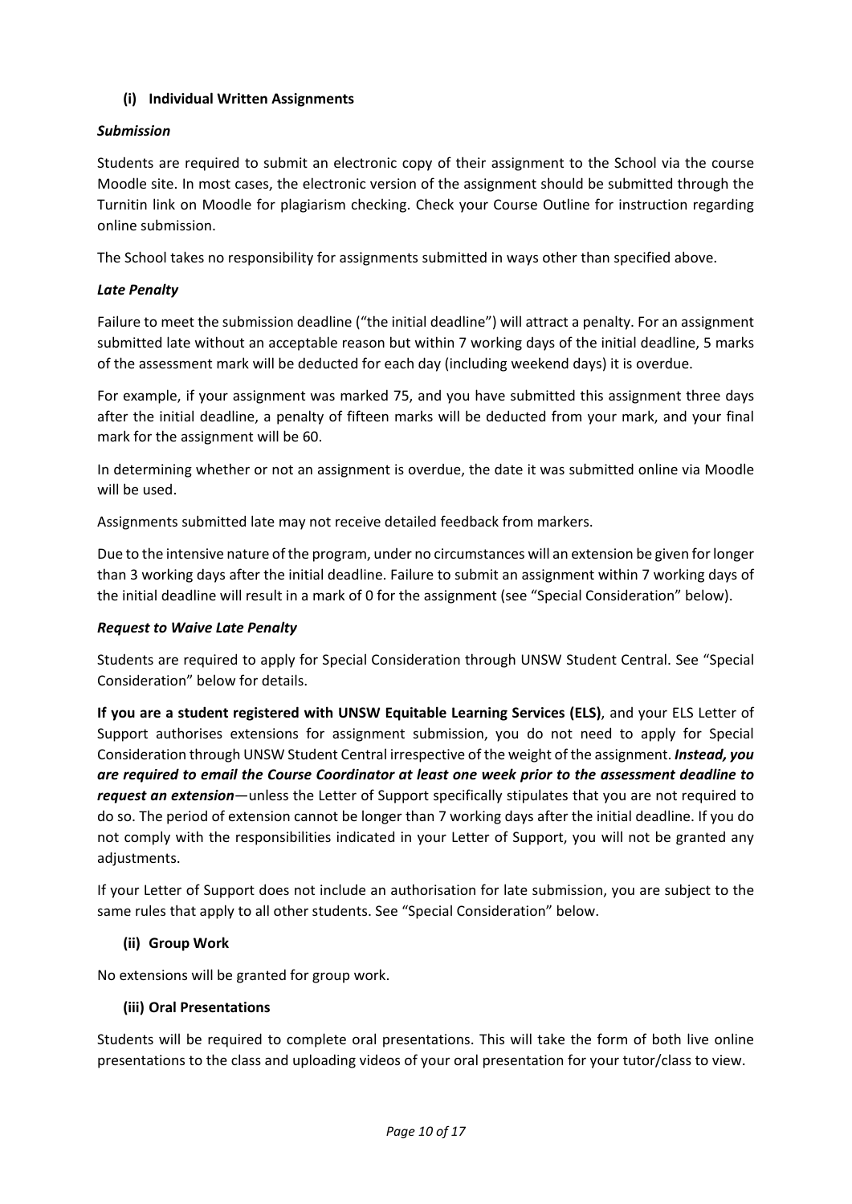### (i) Individual Written Assignments

***Submission***

Students are required to submit an electronic copy of their assignment to the School via the course Moodle site. In most cases, the electronic version of the assignment should be submitted through the Turnitin link on Moodle for plagiarism checking. Check your Course Outline for instruction regarding online submission.

The School takes no responsibility for assignments submitted in ways other than specified above.

***Late Penalty***

Failure to meet the submission deadline ("the initial deadline") will attract a penalty. For an assignment submitted late without an acceptable reason but within 7 working days of the initial deadline, 5 marks of the assessment mark will be deducted for each day (including weekend days) it is overdue.

For example, if your assignment was marked 75, and you have submitted this assignment three days after the initial deadline, a penalty of fifteen marks will be deducted from your mark, and your final mark for the assignment will be 60.

In determining whether or not an assignment is overdue, the date it was submitted online via Moodle will be used.

Assignments submitted late may not receive detailed feedback from markers.

Due to the intensive nature of the program, under no circumstances will an extension be given for longer than 3 working days after the initial deadline. Failure to submit an assignment within 7 working days of the initial deadline will result in a mark of 0 for the assignment (see "Special Consideration" below).

***Request to Waive Late Penalty***

Students are required to apply for Special Consideration through UNSW Student Central. See "Special Consideration" below for details.

**If you are a student registered with UNSW Equitable Learning Services (ELS)**, and your ELS Letter of Support authorises extensions for assignment submission, you do not need to apply for Special Consideration through UNSW Student Central irrespective of the weight of the assignment. ***Instead, you are required to email the Course Coordinator at least one week prior to the assessment deadline to request an extension***—unless the Letter of Support specifically stipulates that you are not required to do so. The period of extension cannot be longer than 7 working days after the initial deadline. If you do not comply with the responsibilities indicated in your Letter of Support, you will not be granted any adjustments.

If your Letter of Support does not include an authorisation for late submission, you are subject to the same rules that apply to all other students. See "Special Consideration" below.

### (ii) Group Work

No extensions will be granted for group work.

### (iii) Oral Presentations

Students will be required to complete oral presentations. This will take the form of both live online presentations to the class and uploading videos of your oral presentation for your tutor/class to view.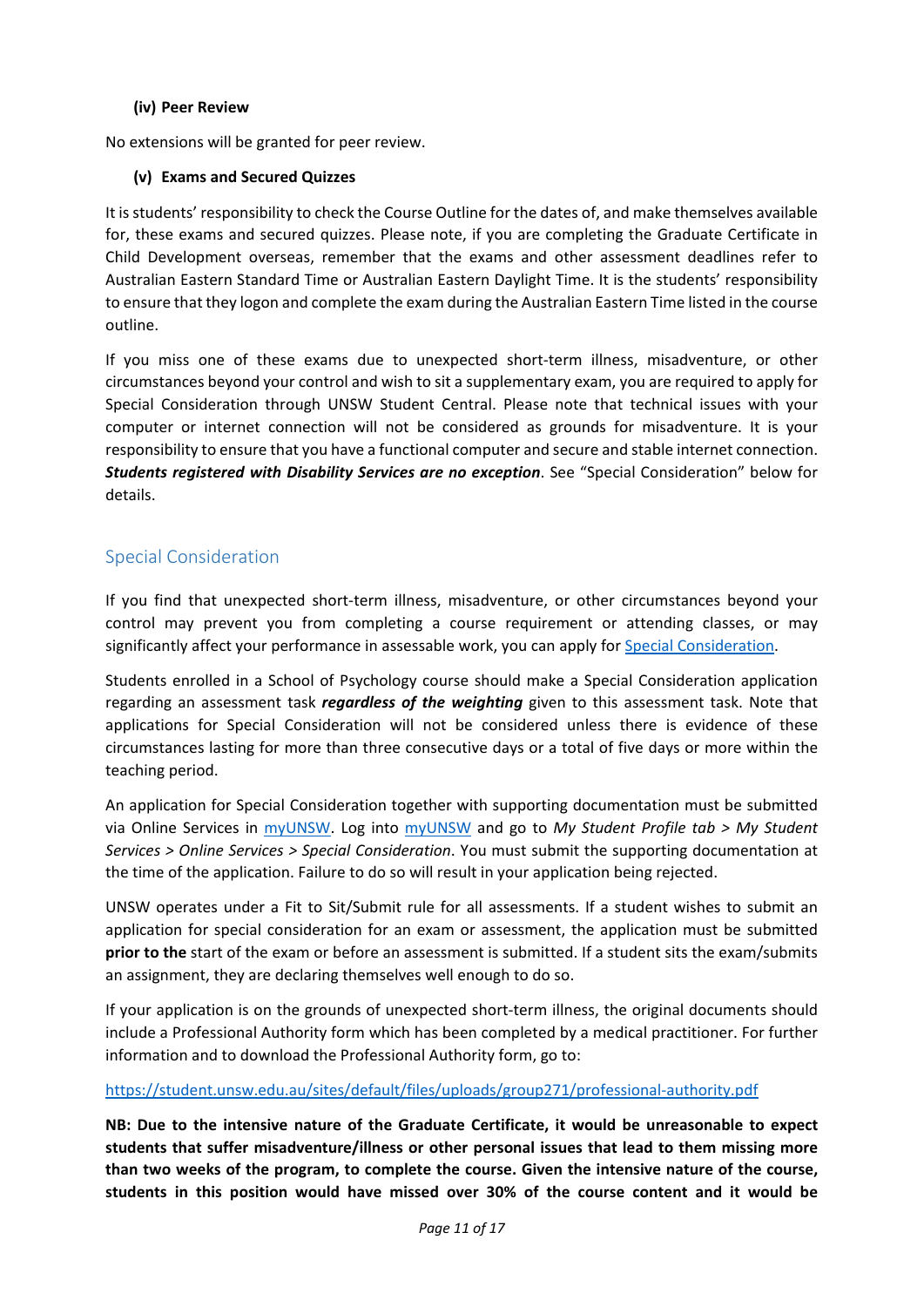#### (iv) Peer Review

No extensions will be granted for peer review.

#### (v) Exams and Secured Quizzes

It is students' responsibility to check the Course Outline for the dates of, and make themselves available for, these exams and secured quizzes. Please note, if you are completing the Graduate Certificate in Child Development overseas, remember that the exams and other assessment deadlines refer to Australian Eastern Standard Time or Australian Eastern Daylight Time. It is the students' responsibility to ensure that they logon and complete the exam during the Australian Eastern Time listed in the course outline.

If you miss one of these exams due to unexpected short-term illness, misadventure, or other circumstances beyond your control and wish to sit a supplementary exam, you are required to apply for Special Consideration through UNSW Student Central. Please note that technical issues with your computer or internet connection will not be considered as grounds for misadventure. It is your responsibility to ensure that you have a functional computer and secure and stable internet connection. ***Students registered with Disability Services are no exception***. See "Special Consideration" below for details.

## Special Consideration

If you find that unexpected short-term illness, misadventure, or other circumstances beyond your control may prevent you from completing a course requirement or attending classes, or may significantly affect your performance in assessable work, you can apply for Special Consideration.

Students enrolled in a School of Psychology course should make a Special Consideration application regarding an assessment task ***regardless of the weighting*** given to this assessment task. Note that applications for Special Consideration will not be considered unless there is evidence of these circumstances lasting for more than three consecutive days or a total of five days or more within the teaching period.

An application for Special Consideration together with supporting documentation must be submitted via Online Services in myUNSW. Log into myUNSW and go to *My Student Profile tab > My Student Services > Online Services > Special Consideration*. You must submit the supporting documentation at the time of the application. Failure to do so will result in your application being rejected.

UNSW operates under a Fit to Sit/Submit rule for all assessments. If a student wishes to submit an application for special consideration for an exam or assessment, the application must be submitted **prior to the** start of the exam or before an assessment is submitted. If a student sits the exam/submits an assignment, they are declaring themselves well enough to do so.

If your application is on the grounds of unexpected short-term illness, the original documents should include a Professional Authority form which has been completed by a medical practitioner. For further information and to download the Professional Authority form, go to:

https://student.unsw.edu.au/sites/default/files/uploads/group271/professional-authority.pdf

**NB: Due to the intensive nature of the Graduate Certificate, it would be unreasonable to expect students that suffer misadventure/illness or other personal issues that lead to them missing more than two weeks of the program, to complete the course. Given the intensive nature of the course, students in this position would have missed over 30% of the course content and it would be**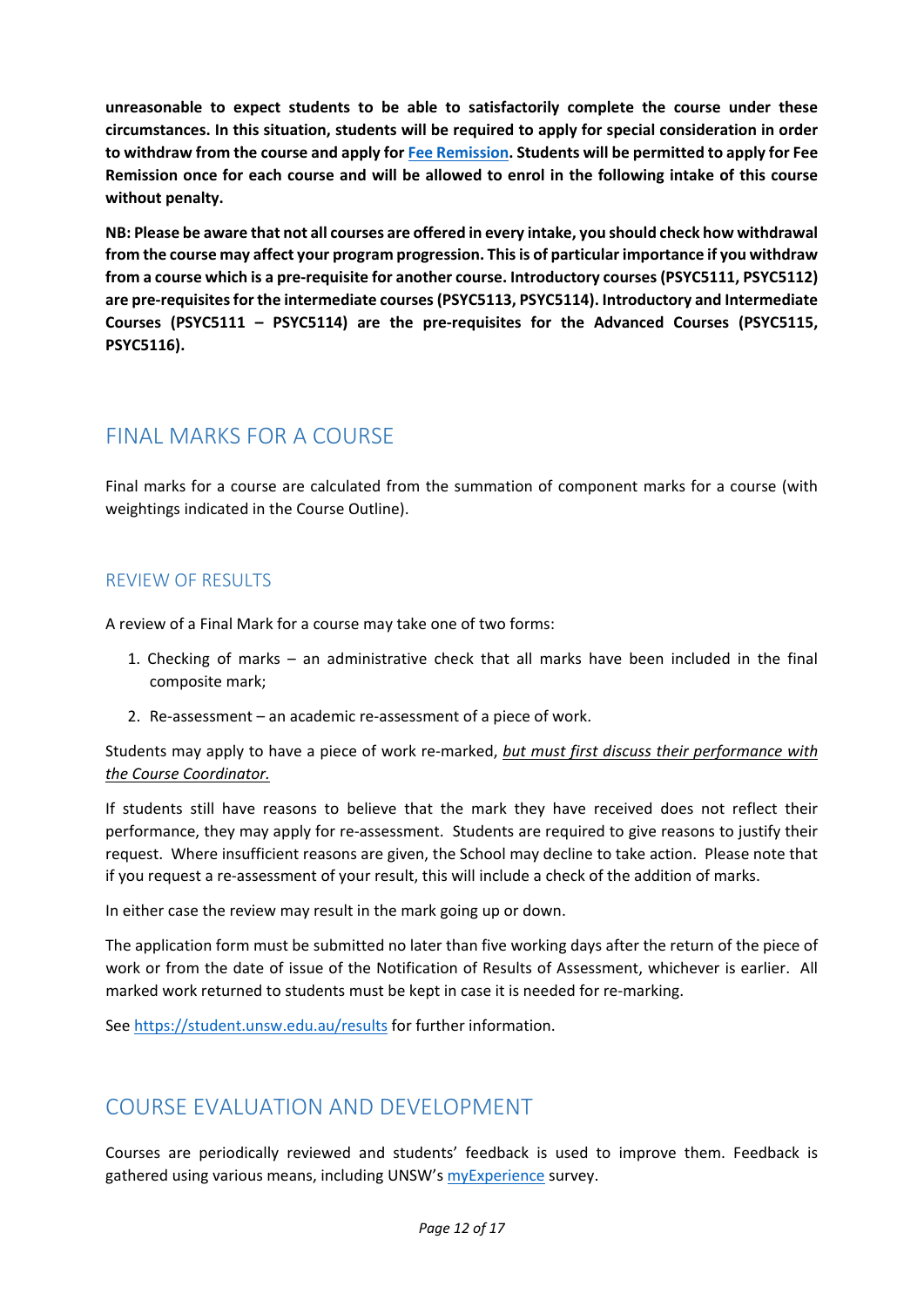**unreasonable to expect students to be able to satisfactorily complete the course under these circumstances. In this situation, students will be required to apply for special consideration in order to withdraw from the course and apply for Fee Remission. Students will be permitted to apply for Fee Remission once for each course and will be allowed to enrol in the following intake of this course without penalty.**

**NB: Please be aware that not all courses are offered in every intake, you should check how withdrawal from the course may affect your program progression. This is of particular importance if you withdraw from a course which is a pre-requisite for another course. Introductory courses (PSYC5111, PSYC5112) are pre-requisites for the intermediate courses (PSYC5113, PSYC5114). Introductory and Intermediate Courses (PSYC5111 – PSYC5114) are the pre-requisites for the Advanced Courses (PSYC5115, PSYC5116).**

## FINAL MARKS FOR A COURSE

Final marks for a course are calculated from the summation of component marks for a course (with weightings indicated in the Course Outline).

### REVIEW OF RESULTS

A review of a Final Mark for a course may take one of two forms:

1. Checking of marks – an administrative check that all marks have been included in the final composite mark;
2. Re-assessment – an academic re-assessment of a piece of work.

Students may apply to have a piece of work re-marked, *but must first discuss their performance with the Course Coordinator.*

If students still have reasons to believe that the mark they have received does not reflect their performance, they may apply for re-assessment. Students are required to give reasons to justify their request. Where insufficient reasons are given, the School may decline to take action. Please note that if you request a re-assessment of your result, this will include a check of the addition of marks.

In either case the review may result in the mark going up or down.

The application form must be submitted no later than five working days after the return of the piece of work or from the date of issue of the Notification of Results of Assessment, whichever is earlier. All marked work returned to students must be kept in case it is needed for re-marking.

See https://student.unsw.edu.au/results for further information.

## COURSE EVALUATION AND DEVELOPMENT

Courses are periodically reviewed and students' feedback is used to improve them. Feedback is gathered using various means, including UNSW's myExperience survey.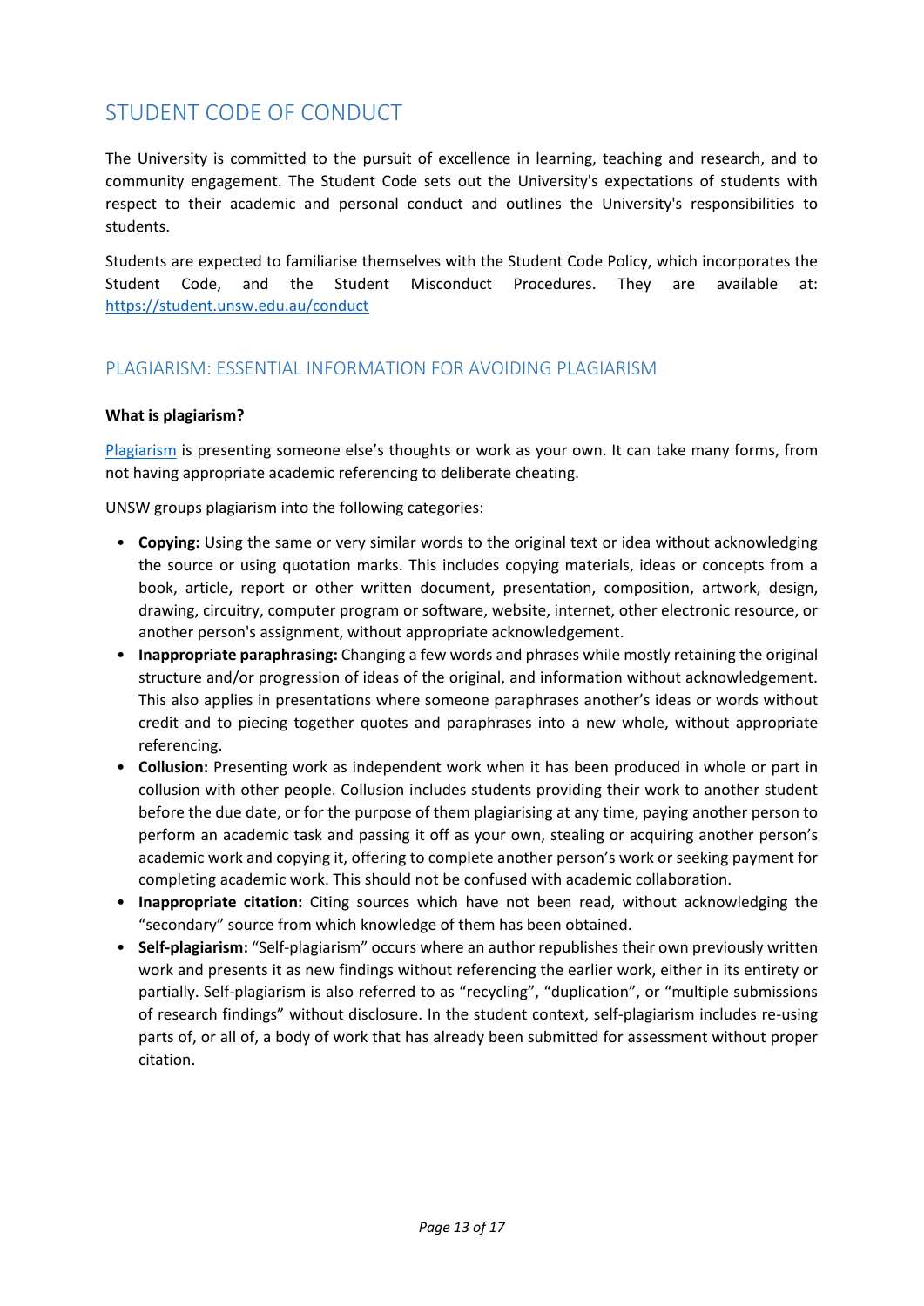## STUDENT CODE OF CONDUCT

The University is committed to the pursuit of excellence in learning, teaching and research, and to community engagement. The Student Code sets out the University's expectations of students with respect to their academic and personal conduct and outlines the University's responsibilities to students.

Students are expected to familiarise themselves with the Student Code Policy, which incorporates the Student Code, and the Student Misconduct Procedures. They are available at: https://student.unsw.edu.au/conduct

### PLAGIARISM: ESSENTIAL INFORMATION FOR AVOIDING PLAGIARISM

**What is plagiarism?**

Plagiarism is presenting someone else's thoughts or work as your own. It can take many forms, from not having appropriate academic referencing to deliberate cheating.

UNSW groups plagiarism into the following categories:

- **Copying:** Using the same or very similar words to the original text or idea without acknowledging the source or using quotation marks. This includes copying materials, ideas or concepts from a book, article, report or other written document, presentation, composition, artwork, design, drawing, circuitry, computer program or software, website, internet, other electronic resource, or another person's assignment, without appropriate acknowledgement.
- **Inappropriate paraphrasing:** Changing a few words and phrases while mostly retaining the original structure and/or progression of ideas of the original, and information without acknowledgement. This also applies in presentations where someone paraphrases another's ideas or words without credit and to piecing together quotes and paraphrases into a new whole, without appropriate referencing.
- **Collusion:** Presenting work as independent work when it has been produced in whole or part in collusion with other people. Collusion includes students providing their work to another student before the due date, or for the purpose of them plagiarising at any time, paying another person to perform an academic task and passing it off as your own, stealing or acquiring another person's academic work and copying it, offering to complete another person's work or seeking payment for completing academic work. This should not be confused with academic collaboration.
- **Inappropriate citation:** Citing sources which have not been read, without acknowledging the "secondary" source from which knowledge of them has been obtained.
- **Self-plagiarism:** "Self-plagiarism" occurs where an author republishes their own previously written work and presents it as new findings without referencing the earlier work, either in its entirety or partially. Self-plagiarism is also referred to as "recycling", "duplication", or "multiple submissions of research findings" without disclosure. In the student context, self-plagiarism includes re-using parts of, or all of, a body of work that has already been submitted for assessment without proper citation.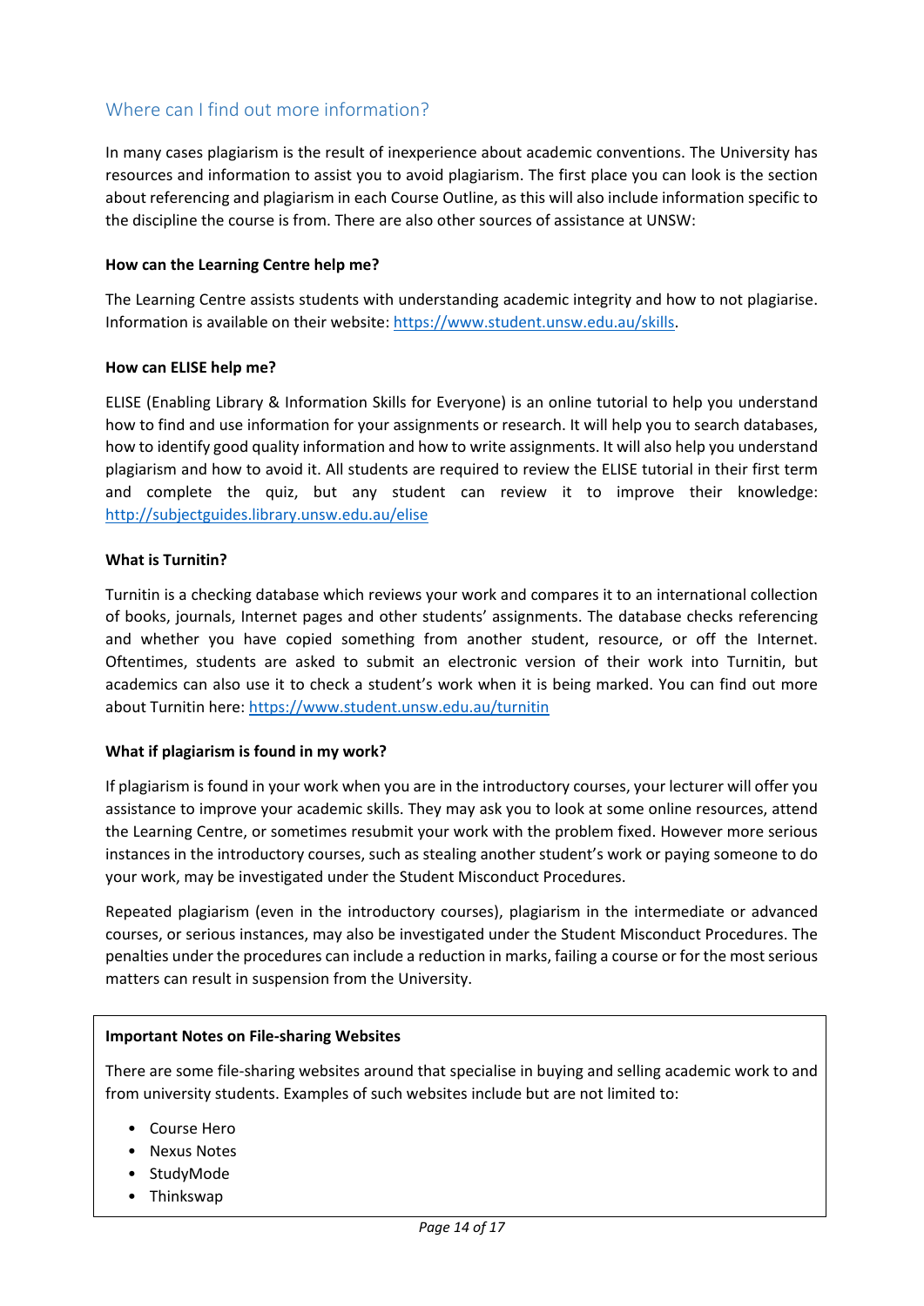## Where can I find out more information?

In many cases plagiarism is the result of inexperience about academic conventions. The University has resources and information to assist you to avoid plagiarism. The first place you can look is the section about referencing and plagiarism in each Course Outline, as this will also include information specific to the discipline the course is from. There are also other sources of assistance at UNSW:

**How can the Learning Centre help me?**

The Learning Centre assists students with understanding academic integrity and how to not plagiarise. Information is available on their website: [https://www.student.unsw.edu.au/skills](https://www.student.unsw.edu.au/skills).

**How can ELISE help me?**

ELISE (Enabling Library & Information Skills for Everyone) is an online tutorial to help you understand how to find and use information for your assignments or research. It will help you to search databases, how to identify good quality information and how to write assignments. It will also help you understand plagiarism and how to avoid it. All students are required to review the ELISE tutorial in their first term and complete the quiz, but any student can review it to improve their knowledge: [http://subjectguides.library.unsw.edu.au/elise](http://subjectguides.library.unsw.edu.au/elise)

**What is Turnitin?**

Turnitin is a checking database which reviews your work and compares it to an international collection of books, journals, Internet pages and other students' assignments. The database checks referencing and whether you have copied something from another student, resource, or off the Internet. Oftentimes, students are asked to submit an electronic version of their work into Turnitin, but academics can also use it to check a student's work when it is being marked. You can find out more about Turnitin here: [https://www.student.unsw.edu.au/turnitin](https://www.student.unsw.edu.au/turnitin)

**What if plagiarism is found in my work?**

If plagiarism is found in your work when you are in the introductory courses, your lecturer will offer you assistance to improve your academic skills. They may ask you to look at some online resources, attend the Learning Centre, or sometimes resubmit your work with the problem fixed. However more serious instances in the introductory courses, such as stealing another student's work or paying someone to do your work, may be investigated under the Student Misconduct Procedures.

Repeated plagiarism (even in the introductory courses), plagiarism in the intermediate or advanced courses, or serious instances, may also be investigated under the Student Misconduct Procedures. The penalties under the procedures can include a reduction in marks, failing a course or for the most serious matters can result in suspension from the University.

**Important Notes on File-sharing Websites**

There are some file-sharing websites around that specialise in buying and selling academic work to and from university students. Examples of such websites include but are not limited to:

- Course Hero
- Nexus Notes
- StudyMode
- Thinkswap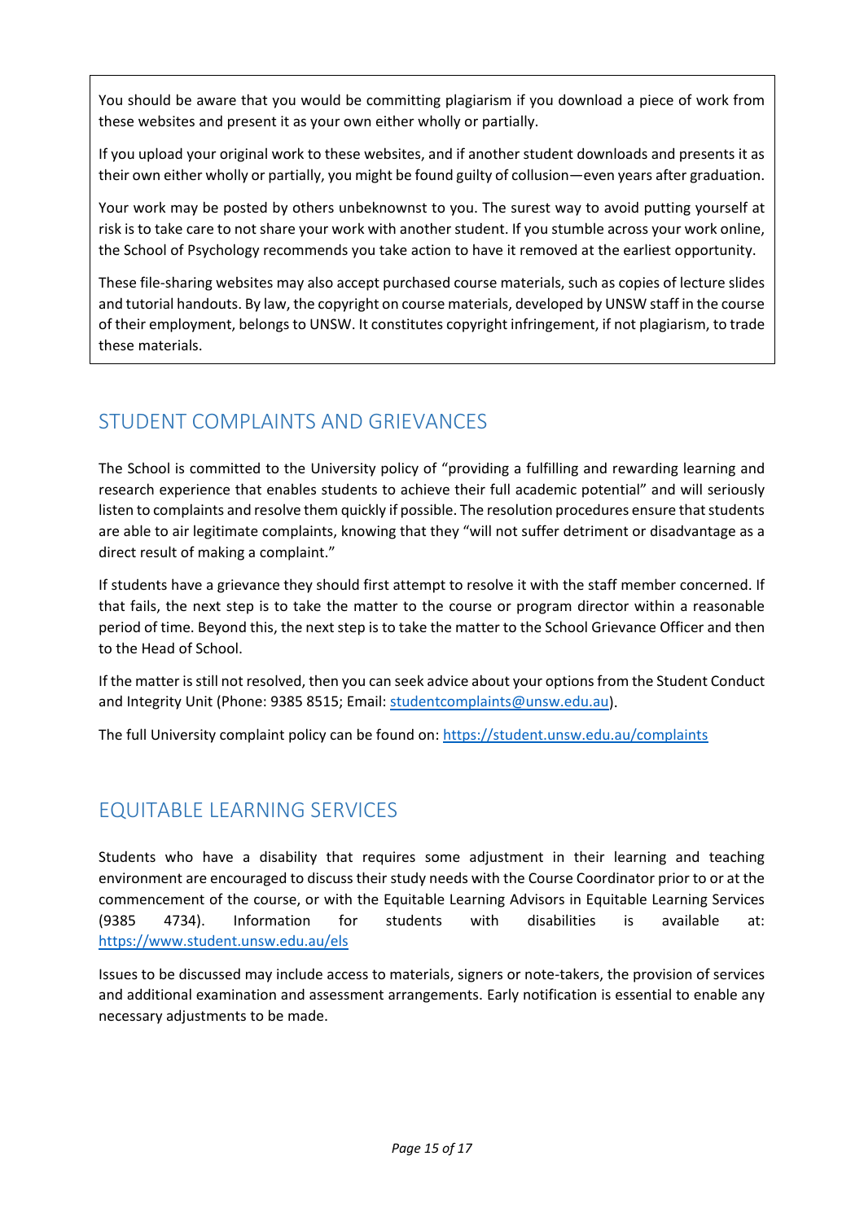You should be aware that you would be committing plagiarism if you download a piece of work from these websites and present it as your own either wholly or partially.

If you upload your original work to these websites, and if another student downloads and presents it as their own either wholly or partially, you might be found guilty of collusion—even years after graduation.

Your work may be posted by others unbeknownst to you. The surest way to avoid putting yourself at risk is to take care to not share your work with another student. If you stumble across your work online, the School of Psychology recommends you take action to have it removed at the earliest opportunity.

These file-sharing websites may also accept purchased course materials, such as copies of lecture slides and tutorial handouts. By law, the copyright on course materials, developed by UNSW staff in the course of their employment, belongs to UNSW. It constitutes copyright infringement, if not plagiarism, to trade these materials.

## STUDENT COMPLAINTS AND GRIEVANCES

The School is committed to the University policy of "providing a fulfilling and rewarding learning and research experience that enables students to achieve their full academic potential" and will seriously listen to complaints and resolve them quickly if possible. The resolution procedures ensure that students are able to air legitimate complaints, knowing that they "will not suffer detriment or disadvantage as a direct result of making a complaint."

If students have a grievance they should first attempt to resolve it with the staff member concerned. If that fails, the next step is to take the matter to the course or program director within a reasonable period of time. Beyond this, the next step is to take the matter to the School Grievance Officer and then to the Head of School.

If the matter is still not resolved, then you can seek advice about your options from the Student Conduct and Integrity Unit (Phone: 9385 8515; Email: studentcomplaints@unsw.edu.au).

The full University complaint policy can be found on: https://student.unsw.edu.au/complaints

## EQUITABLE LEARNING SERVICES

Students who have a disability that requires some adjustment in their learning and teaching environment are encouraged to discuss their study needs with the Course Coordinator prior to or at the commencement of the course, or with the Equitable Learning Advisors in Equitable Learning Services (9385 4734). Information for students with disabilities is available at: https://www.student.unsw.edu.au/els

Issues to be discussed may include access to materials, signers or note-takers, the provision of services and additional examination and assessment arrangements. Early notification is essential to enable any necessary adjustments to be made.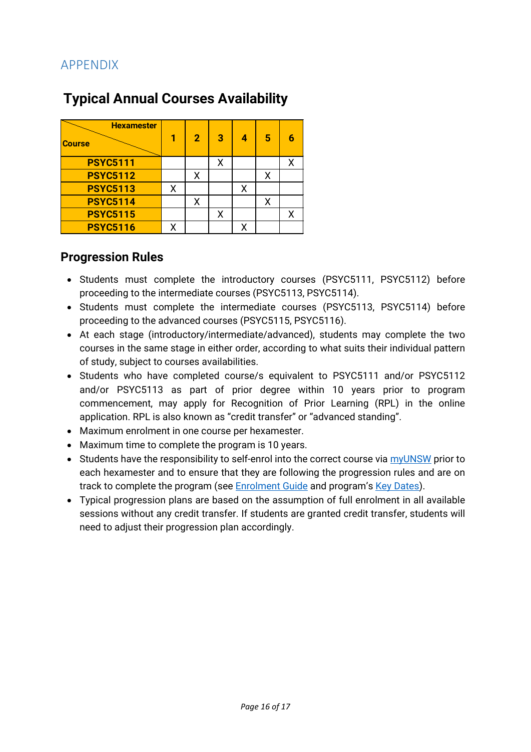# APPENDIX

## Typical Annual Courses Availability

| Course \ Hexamester | 1 | 2 | 3 | 4 | 5 | 6 |
|---|---|---|---|---|---|---|
| **PSYC5111** | | | X | | | X |
| **PSYC5112** | | X | | | X | |
| **PSYC5113** | X | | | X | | |
| **PSYC5114** | | X | | | X | |
| **PSYC5115** | | | X | | | X |
| **PSYC5116** | X | | | X | | |

## Progression Rules

- Students must complete the introductory courses (PSYC5111, PSYC5112) before proceeding to the intermediate courses (PSYC5113, PSYC5114).
- Students must complete the intermediate courses (PSYC5113, PSYC5114) before proceeding to the advanced courses (PSYC5115, PSYC5116).
- At each stage (introductory/intermediate/advanced), students may complete the two courses in the same stage in either order, according to what suits their individual pattern of study, subject to courses availabilities.
- Students who have completed course/s equivalent to PSYC5111 and/or PSYC5112 and/or PSYC5113 as part of prior degree within 10 years prior to program commencement, may apply for Recognition of Prior Learning (RPL) in the online application. RPL is also known as "credit transfer" or "advanced standing".
- Maximum enrolment in one course per hexamester.
- Maximum time to complete the program is 10 years.
- Students have the responsibility to self-enrol into the correct course via myUNSW prior to each hexamester and to ensure that they are following the progression rules and are on track to complete the program (see Enrolment Guide and program's Key Dates).
- Typical progression plans are based on the assumption of full enrolment in all available sessions without any credit transfer. If students are granted credit transfer, students will need to adjust their progression plan accordingly.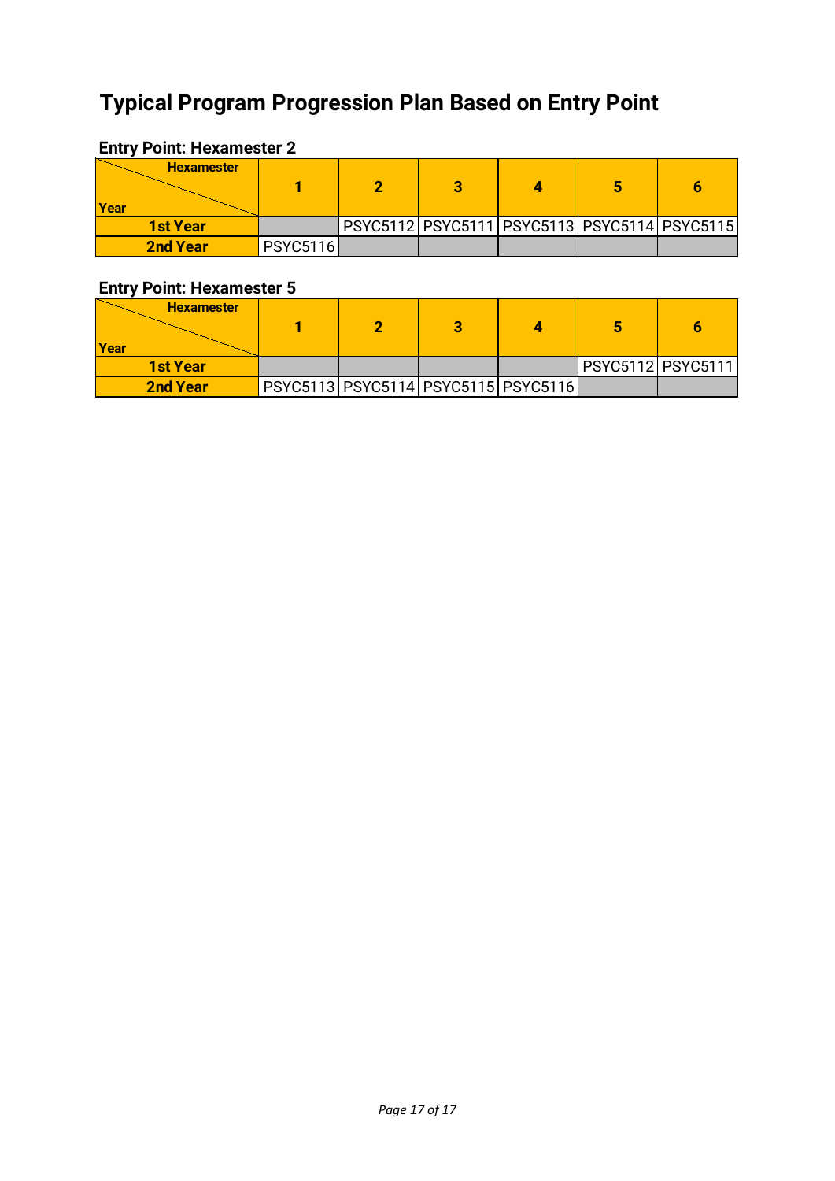# Typical Program Progression Plan Based on Entry Point

### Entry Point: Hexamester 2

| Hexamester / Year | 1 | 2 | 3 | 4 | 5 | 6 |
|---|---|---|---|---|---|---|
| 1st Year | | PSYC5112 | PSYC5111 | PSYC5113 | PSYC5114 | PSYC5115 |
| 2nd Year | PSYC5116 | | | | | |

### Entry Point: Hexamester 5

| Hexamester / Year | 1 | 2 | 3 | 4 | 5 | 6 |
|---|---|---|---|---|---|---|
| 1st Year | | | | | PSYC5112 | PSYC5111 |
| 2nd Year | PSYC5113 | PSYC5114 | PSYC5115 | PSYC5116 | | |